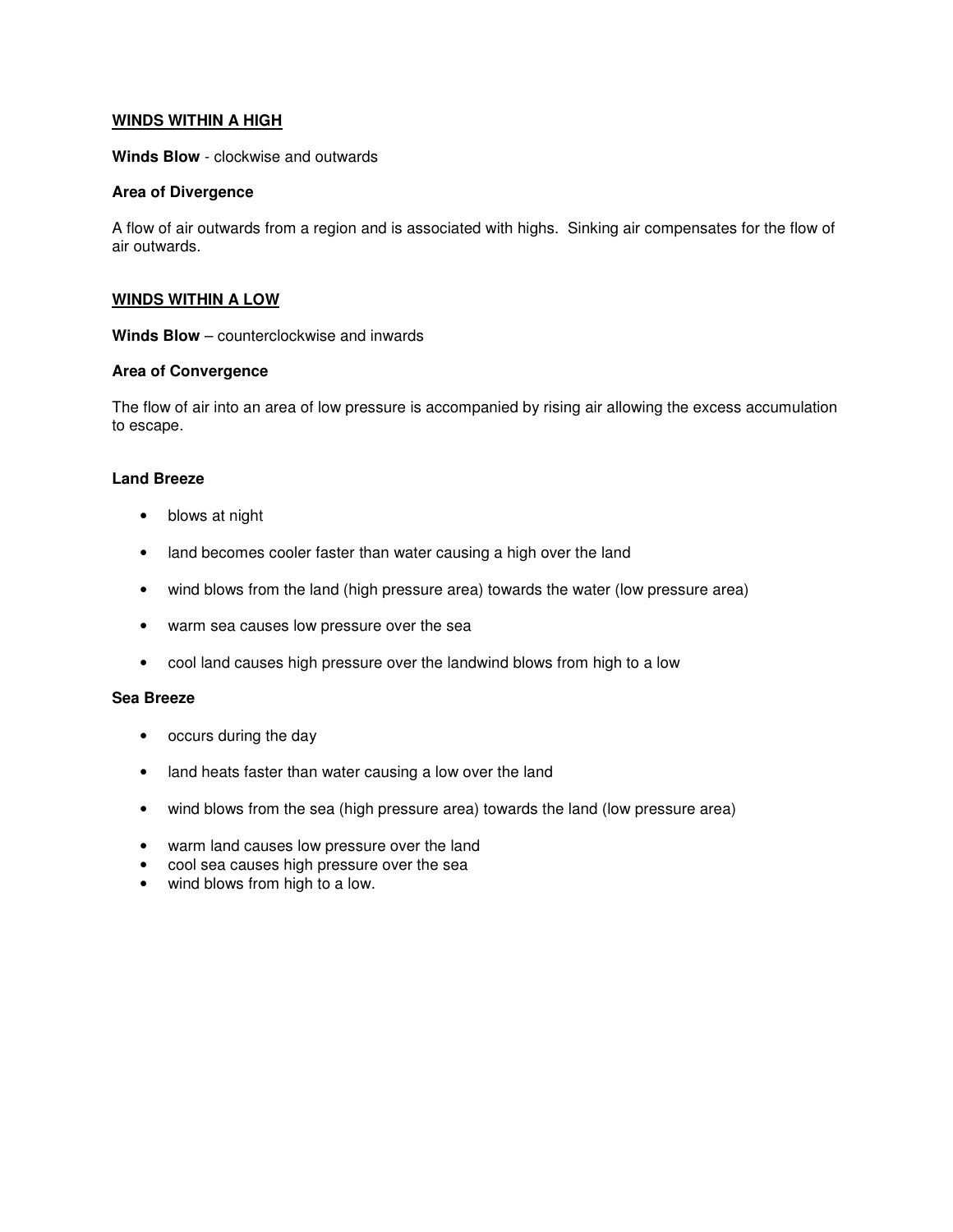## WINDS WITHIN A HIGH

**Winds Blow** - clockwise and outwards

**Area of Divergence**

A flow of air outwards from a region and is associated with highs. Sinking air compensates for the flow of air outwards.

## WINDS WITHIN A LOW

**Winds Blow** – counterclockwise and inwards

**Area of Convergence**

The flow of air into an area of low pressure is accompanied by rising air allowing the excess accumulation to escape.

**Land Breeze**

- blows at night
- land becomes cooler faster than water causing a high over the land
- wind blows from the land (high pressure area) towards the water (low pressure area)
- warm sea causes low pressure over the sea
- cool land causes high pressure over the landwind blows from high to a low

**Sea Breeze**

- occurs during the day
- land heats faster than water causing a low over the land
- wind blows from the sea (high pressure area) towards the land (low pressure area)
- warm land causes low pressure over the land
- cool sea causes high pressure over the sea
- wind blows from high to a low.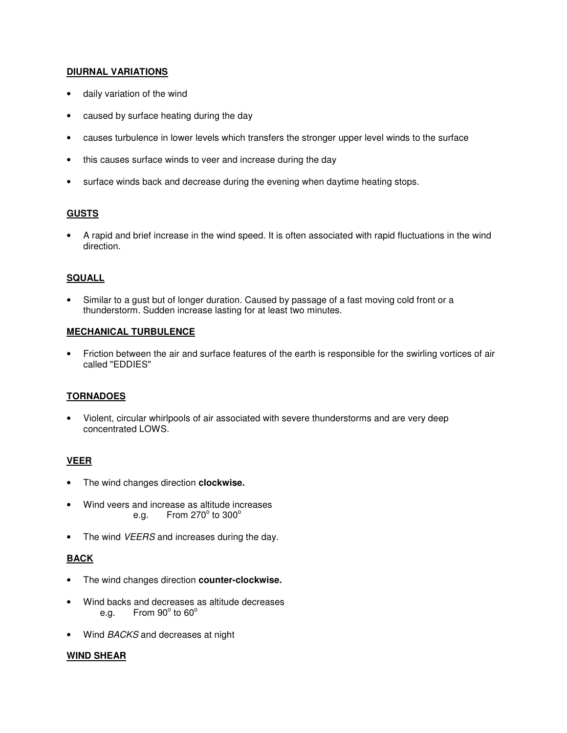**DIURNAL VARIATIONS**

- daily variation of the wind
- caused by surface heating during the day
- causes turbulence in lower levels which transfers the stronger upper level winds to the surface
- this causes surface winds to veer and increase during the day
- surface winds back and decrease during the evening when daytime heating stops.

**GUSTS**

- A rapid and brief increase in the wind speed. It is often associated with rapid fluctuations in the wind direction.

**SQUALL**

- Similar to a gust but of longer duration. Caused by passage of a fast moving cold front or a thunderstorm. Sudden increase lasting for at least two minutes.

**MECHANICAL TURBULENCE**

- Friction between the air and surface features of the earth is responsible for the swirling vortices of air called "EDDIES"

**TORNADOES**

- Violent, circular whirlpools of air associated with severe thunderstorms and are very deep concentrated LOWS.

**VEER**

- The wind changes direction **clockwise.**
- Wind veers and increase as altitude increases
  e.g. From 270° to 300°
- The wind *VEERS* and increases during the day.

**BACK**

- The wind changes direction **counter-clockwise.**
- Wind backs and decreases as altitude decreases
  e.g. From 90° to 60°
- Wind *BACKS* and decreases at night

**WIND SHEAR**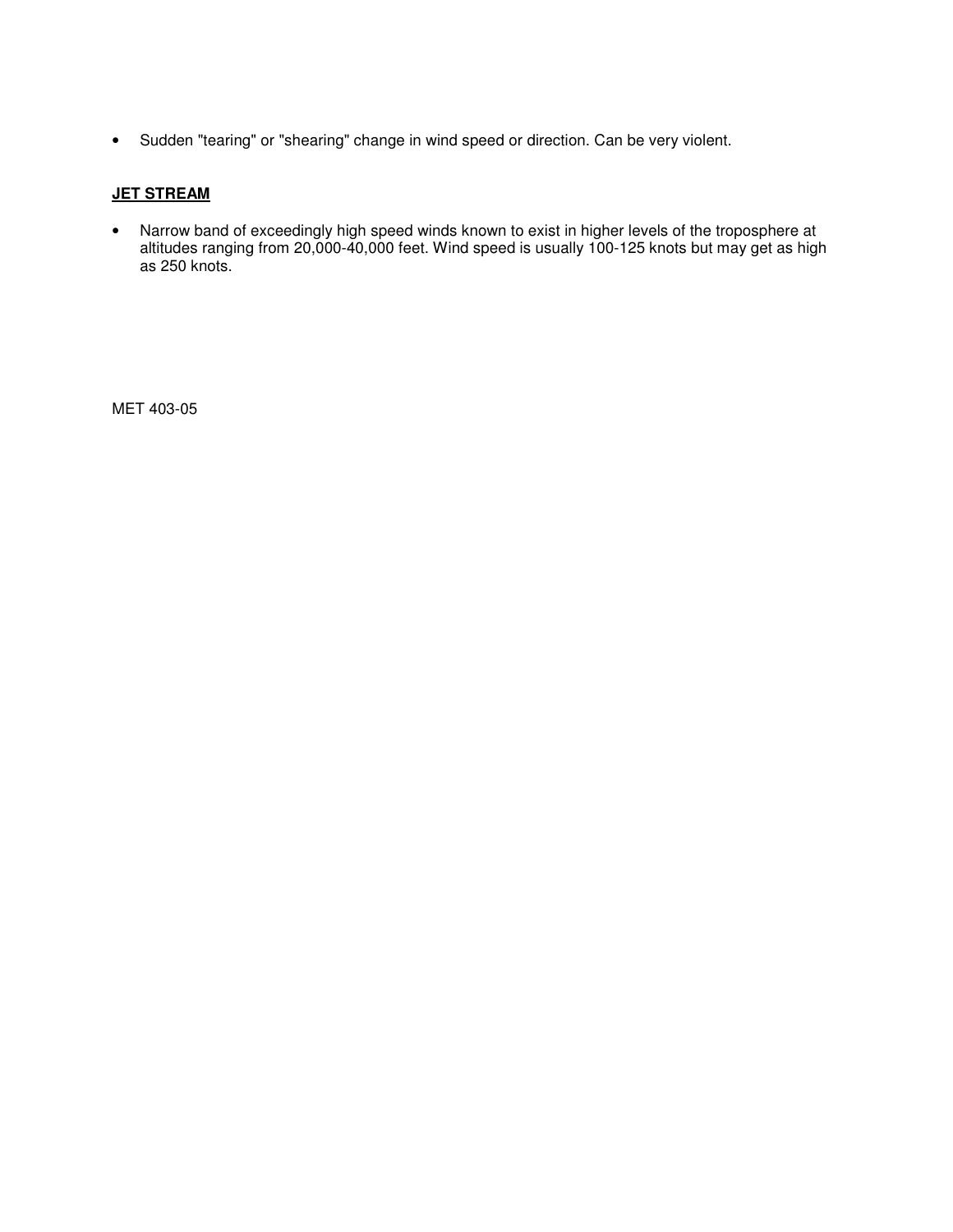- Sudden "tearing" or "shearing" change in wind speed or direction. Can be very violent.

**JET STREAM**

- Narrow band of exceedingly high speed winds known to exist in higher levels of the troposphere at altitudes ranging from 20,000-40,000 feet. Wind speed is usually 100-125 knots but may get as high as 250 knots.

MET 403-05